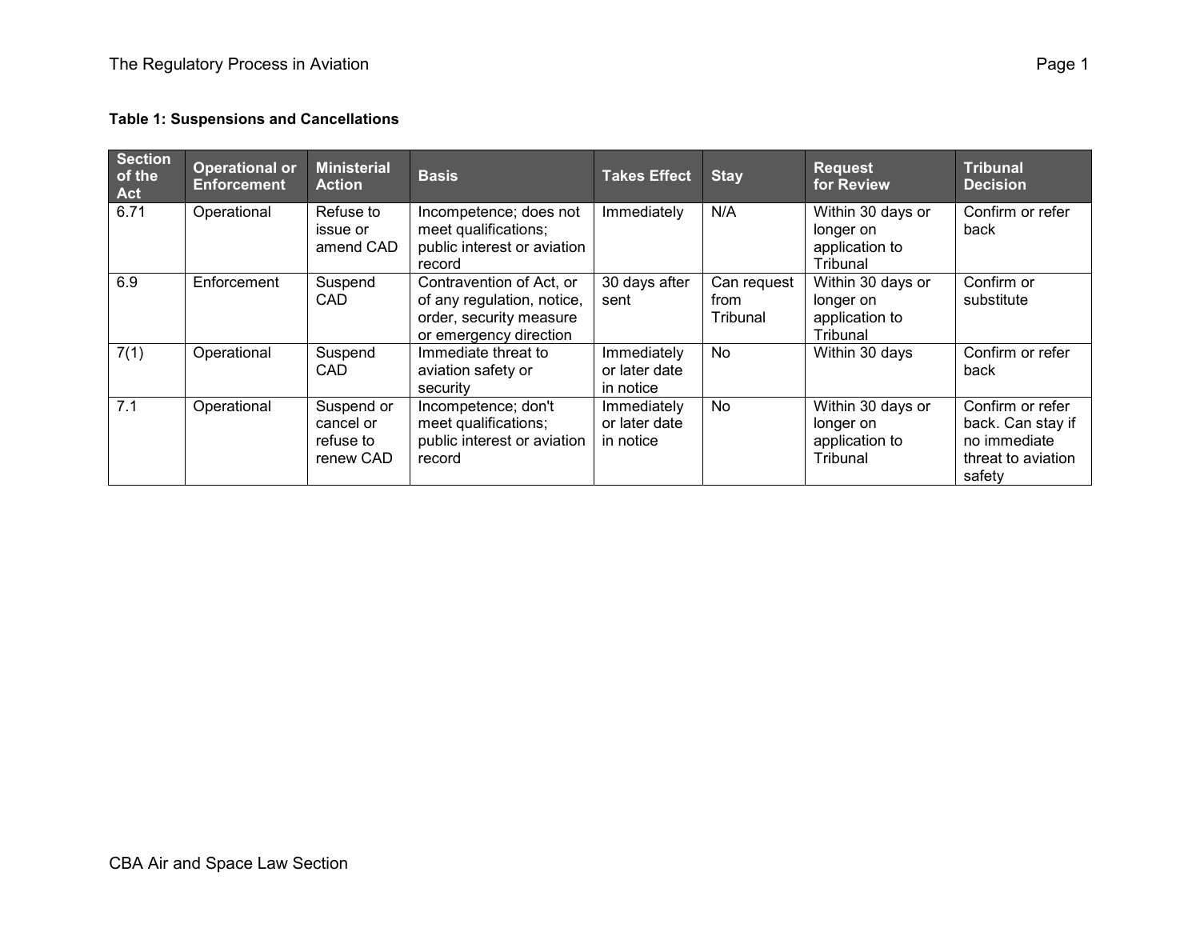**Table 1: Suspensions and Cancellations**

| Section of the Act | Operational or Enforcement | Ministerial Action | Basis | Takes Effect | Stay | Request for Review | Tribunal Decision |
|---|---|---|---|---|---|---|---|
| 6.71 | Operational | Refuse to issue or amend CAD | Incompetence; does not meet qualifications; public interest or aviation record | Immediately | N/A | Within 30 days or longer on application to Tribunal | Confirm or refer back |
| 6.9 | Enforcement | Suspend CAD | Contravention of Act, or of any regulation, notice, order, security measure or emergency direction | 30 days after sent | Can request from Tribunal | Within 30 days or longer on application to Tribunal | Confirm or substitute |
| 7(1) | Operational | Suspend CAD | Immediate threat to aviation safety or security | Immediately or later date in notice | No | Within 30 days | Confirm or refer back |
| 7.1 | Operational | Suspend or cancel or refuse to renew CAD | Incompetence; don't meet qualifications; public interest or aviation record | Immediately or later date in notice | No | Within 30 days or longer on application to Tribunal | Confirm or refer back. Can stay if no immediate threat to aviation safety |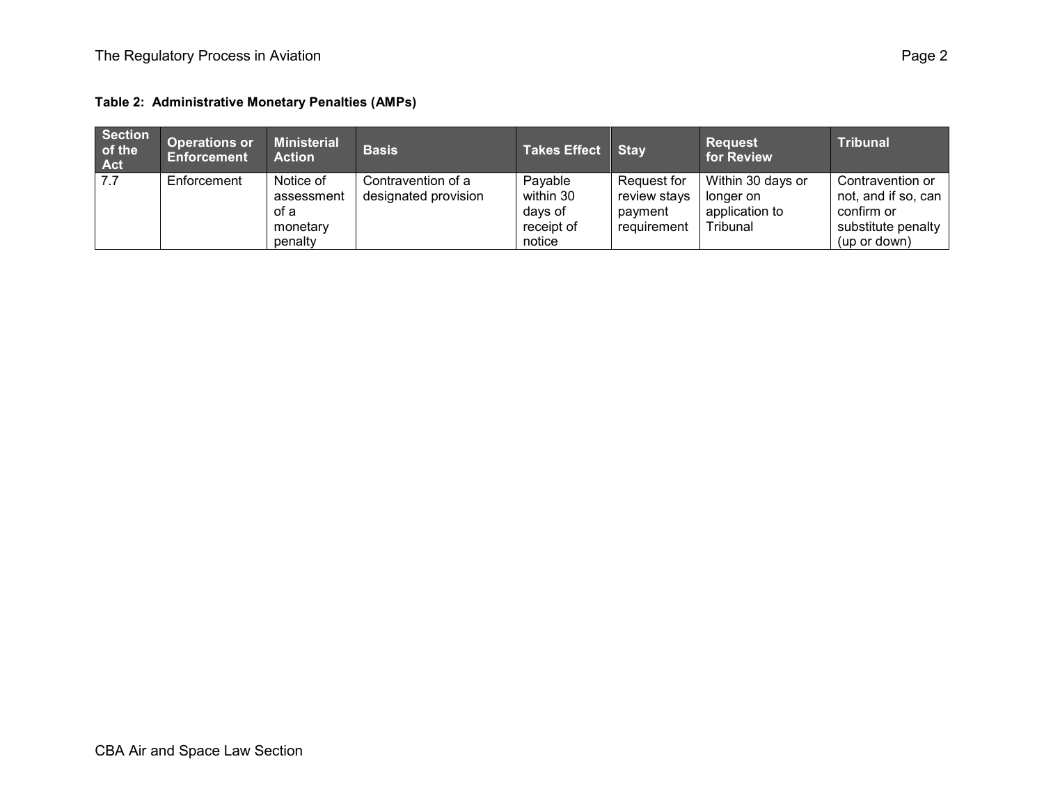**Table 2: Administrative Monetary Penalties (AMPs)**

| Section of the Act | Operations or Enforcement | Ministerial Action | Basis | Takes Effect | Stay | Request for Review | Tribunal |
|---|---|---|---|---|---|---|---|
| 7.7 | Enforcement | Notice of assessment of a monetary penalty | Contravention of a designated provision | Payable within 30 days of receipt of notice | Request for review stays payment requirement | Within 30 days or longer on application to Tribunal | Contravention or not, and if so, can confirm or substitute penalty (up or down) |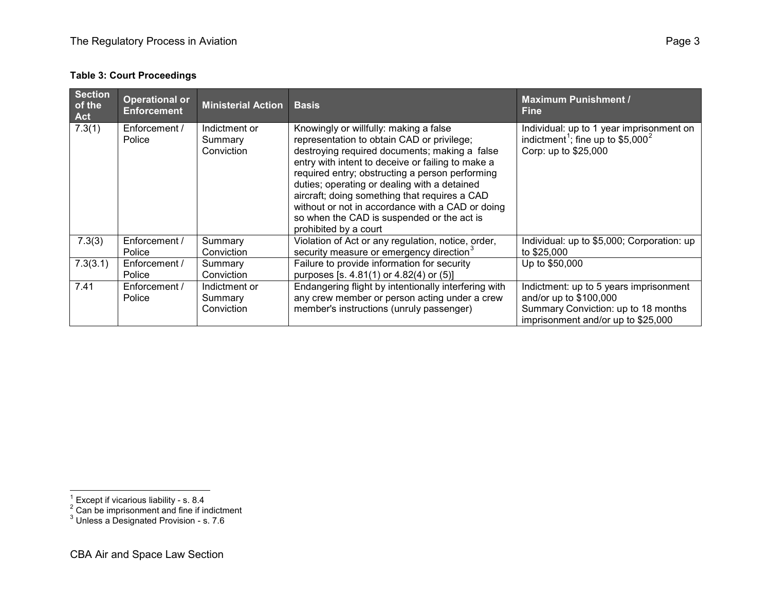**Table 3: Court Proceedings**

| Section of the Act | Operational or Enforcement | Ministerial Action | Basis | Maximum Punishment / Fine |
|---|---|---|---|---|
| 7.3(1) | Enforcement / Police | Indictment or Summary Conviction | Knowingly or willfully: making a false representation to obtain CAD or privilege; destroying required documents; making a false entry with intent to deceive or failing to make a required entry; obstructing a person performing duties; operating or dealing with a detained aircraft; doing something that requires a CAD without or not in accordance with a CAD or doing so when the CAD is suspended or the act is prohibited by a court | Individual: up to 1 year imprisonment on indictment[1]; fine up to $5,000[2] Corp: up to $25,000 |
| 7.3(3) | Enforcement / Police | Summary Conviction | Violation of Act or any regulation, notice, order, security measure or emergency direction[3] | Individual: up to $5,000; Corporation: up to $25,000 |
| 7.3(3.1) | Enforcement / Police | Summary Conviction | Failure to provide information for security purposes [s. 4.81(1) or 4.82(4) or (5)] | Up to $50,000 |
| 7.41 | Enforcement / Police | Indictment or Summary Conviction | Endangering flight by intentionally interfering with any crew member or person acting under a crew member's instructions (unruly passenger) | Indictment: up to 5 years imprisonment and/or up to $100,000 Summary Conviction: up to 18 months imprisonment and/or up to $25,000 |

[1] Except if vicarious liability - s. 8.4

[2] Can be imprisonment and fine if indictment

[3] Unless a Designated Provision - s. 7.6